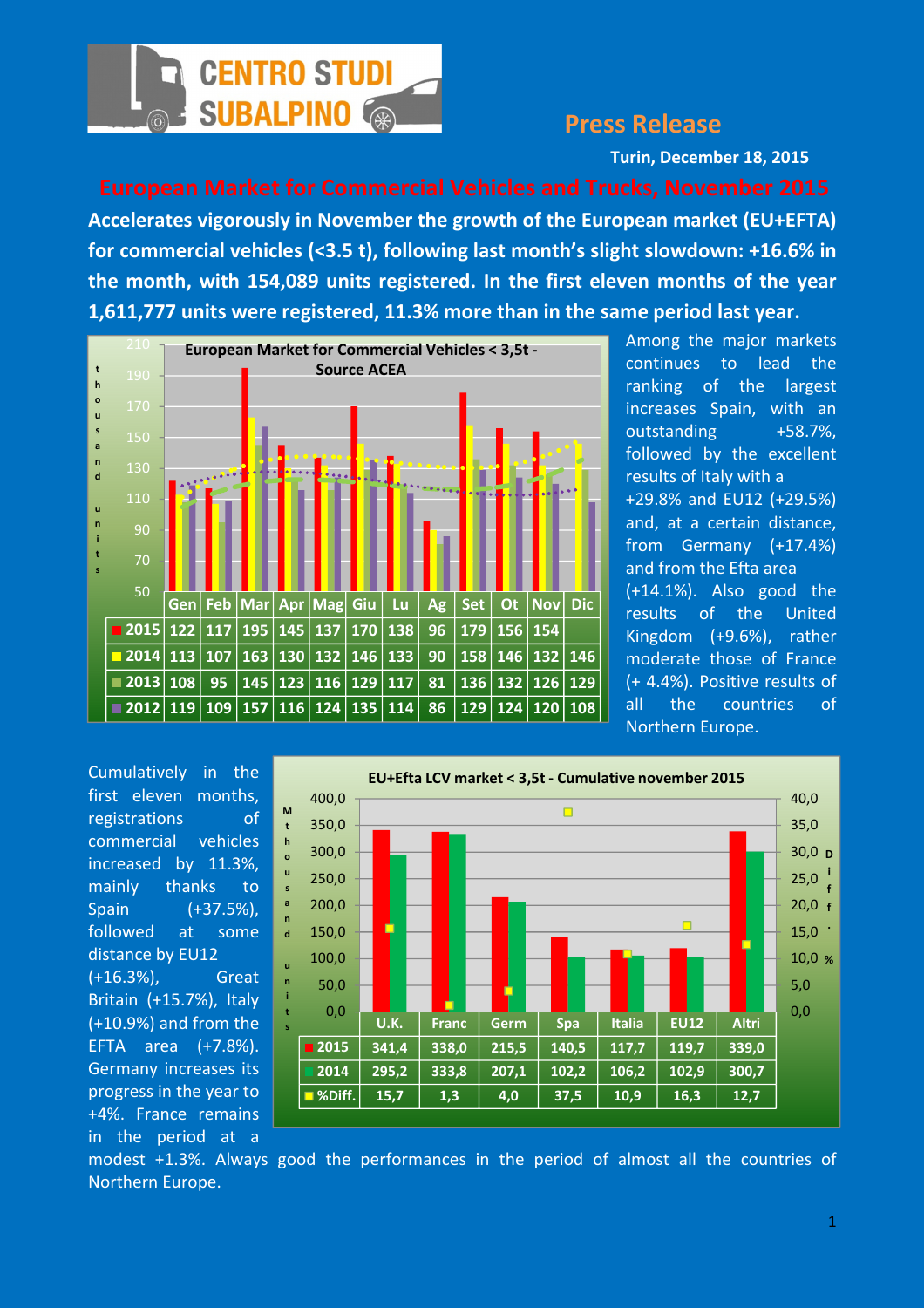CENTRO STUDI SUBALPINO

## Press Release

**Turin, December 18, 2015**

# European Market for Commercial Vehicles and Trucks, November 2015

**Accelerates vigorously in November the growth of the European market (EU+EFTA) for commercial vehicles (<3.5 t), following last month's slight slowdown: +16.6% in the month, with 154,089 units registered. In the first eleven months of the year 1,611,777 units were registered, 11.3% more than in the same period last year.**

**European Market for Commercial Vehicles < 3,5t - Source ACEA** (thousand units)

| | Gen | Feb | Mar | Apr | Mag | Giu | Lu | Ag | Set | Ot | Nov | Dic |
|---|---|---|---|---|---|---|---|---|---|---|---|---|
| 2015 | 122 | 117 | 195 | 145 | 137 | 170 | 138 | 96 | 179 | 156 | 154 | |
| 2014 | 113 | 107 | 163 | 130 | 132 | 146 | 133 | 90 | 158 | 146 | 132 | 146 |
| 2013 | 108 | 95 | 145 | 123 | 116 | 129 | 117 | 81 | 136 | 132 | 126 | 129 |
| 2012 | 119 | 109 | 157 | 116 | 124 | 135 | 114 | 86 | 129 | 124 | 120 | 108 |

Among the major markets continues to lead the ranking of the largest increases Spain, with an outstanding +58.7%, followed by the excellent results of Italy with a +29.8% and EU12 (+29.5%) and, at a certain distance, from Germany (+17.4%) and from the Efta area (+14.1%). Also good the results of the United Kingdom (+9.6%), rather moderate those of France (+ 4.4%). Positive results of all the countries of Northern Europe.

**EU+Efta LCV market < 3,5t - Cumulative november 2015** (thousand units; Diff. %)

| | U.K. | Franc | Germ | Spa | Italia | EU12 | Altri |
|---|---|---|---|---|---|---|---|
| 2015 | 341,4 | 338,0 | 215,5 | 140,5 | 117,7 | 119,7 | 339,0 |
| 2014 | 295,2 | 333,8 | 207,1 | 102,2 | 106,2 | 102,9 | 300,7 |
| %Diff. | 15,7 | 1,3 | 4,0 | 37,5 | 10,9 | 16,3 | 12,7 |

Cumulatively in the first eleven months, registrations of commercial vehicles increased by 11.3%, mainly thanks to Spain (+37.5%), followed at some distance by EU12 (+16.3%), Great Britain (+15.7%), Italy (+10.9%) and from the EFTA area (+7.8%). Germany increases its progress in the year to +4%. France remains in the period at a modest +1.3%. Always good the performances in the period of almost all the countries of Northern Europe.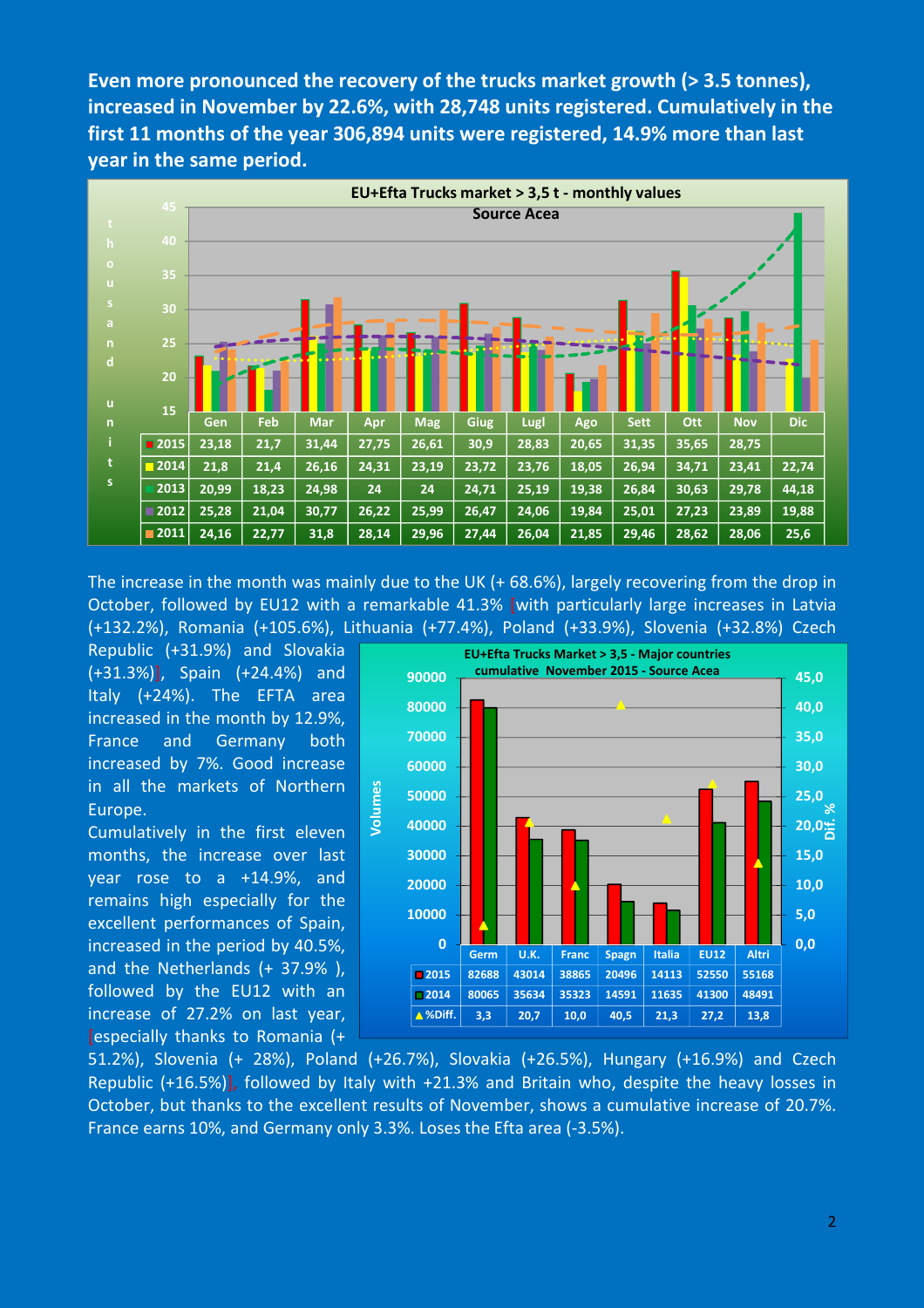**Even more pronounced the recovery of the trucks market growth (> 3.5 tonnes), increased in November by 22.6%, with 28,748 units registered. Cumulatively in the first 11 months of the year 306,894 units were registered, 14.9% more than last year in the same period.**

**EU+Efta Trucks market > 3,5 t - monthly values**
Source Acea

| | Gen | Feb | Mar | Apr | Mag | Giug | Lugl | Ago | Sett | Ott | Nov | Dic |
|---|---|---|---|---|---|---|---|---|---|---|---|---|
| 2015 | 23,18 | 21,7 | 31,44 | 27,75 | 26,61 | 30,9 | 28,83 | 20,65 | 31,35 | 35,65 | 28,75 | |
| 2014 | 21,8 | 21,4 | 26,16 | 24,31 | 23,19 | 23,72 | 23,76 | 18,05 | 26,94 | 34,71 | 23,41 | 22,74 |
| 2013 | 20,99 | 18,23 | 24,98 | 24 | 24 | 24,71 | 25,19 | 19,38 | 26,84 | 30,63 | 29,78 | 44,18 |
| 2012 | 25,28 | 21,04 | 30,77 | 26,22 | 25,99 | 26,47 | 24,06 | 19,84 | 25,01 | 27,23 | 23,89 | 19,88 |
| 2011 | 24,16 | 22,77 | 31,8 | 28,14 | 29,96 | 27,44 | 26,04 | 21,85 | 29,46 | 28,62 | 28,06 | 25,6 |

The increase in the month was mainly due to the UK (+ 68.6%), largely recovering from the drop in October, followed by EU12 with a remarkable 41.3% [with particularly large increases in Latvia (+132.2%), Romania (+105.6%), Lithuania (+77.4%), Poland (+33.9%), Slovenia (+32.8%) Czech Republic (+31.9%) and Slovakia (+31.3%)], Spain (+24.4%) and Italy (+24%). The EFTA area increased in the month by 12.9%, France and Germany both increased by 7%. Good increase in all the markets of Northern Europe.

**EU+Efta Trucks Market > 3,5 - Major countries cumulative November 2015 - Source Acea**

| | Germ | U.K. | Franc | Spagn | Italia | EU12 | Altri |
|---|---|---|---|---|---|---|---|
| 2015 | 82688 | 43014 | 38865 | 20496 | 14113 | 52550 | 55168 |
| 2014 | 80065 | 35634 | 35323 | 14591 | 11635 | 41300 | 48491 |
| %Diff. | 3,3 | 20,7 | 10,0 | 40,5 | 21,3 | 27,2 | 13,8 |

Cumulatively in the first eleven months, the increase over last year rose to a +14.9%, and remains high especially for the excellent performances of Spain, increased in the period by 40.5%, and the Netherlands (+ 37.9% ), followed by the EU12 with an increase of 27.2% on last year, [especially thanks to Romania (+ 51.2%), Slovenia (+ 28%), Poland (+26.7%), Slovakia (+26.5%), Hungary (+16.9%) and Czech Republic (+16.5%)], followed by Italy with +21.3% and Britain who, despite the heavy losses in October, but thanks to the excellent results of November, shows a cumulative increase of 20.7%. France earns 10%, and Germany only 3.3%. Loses the Efta area (-3.5%).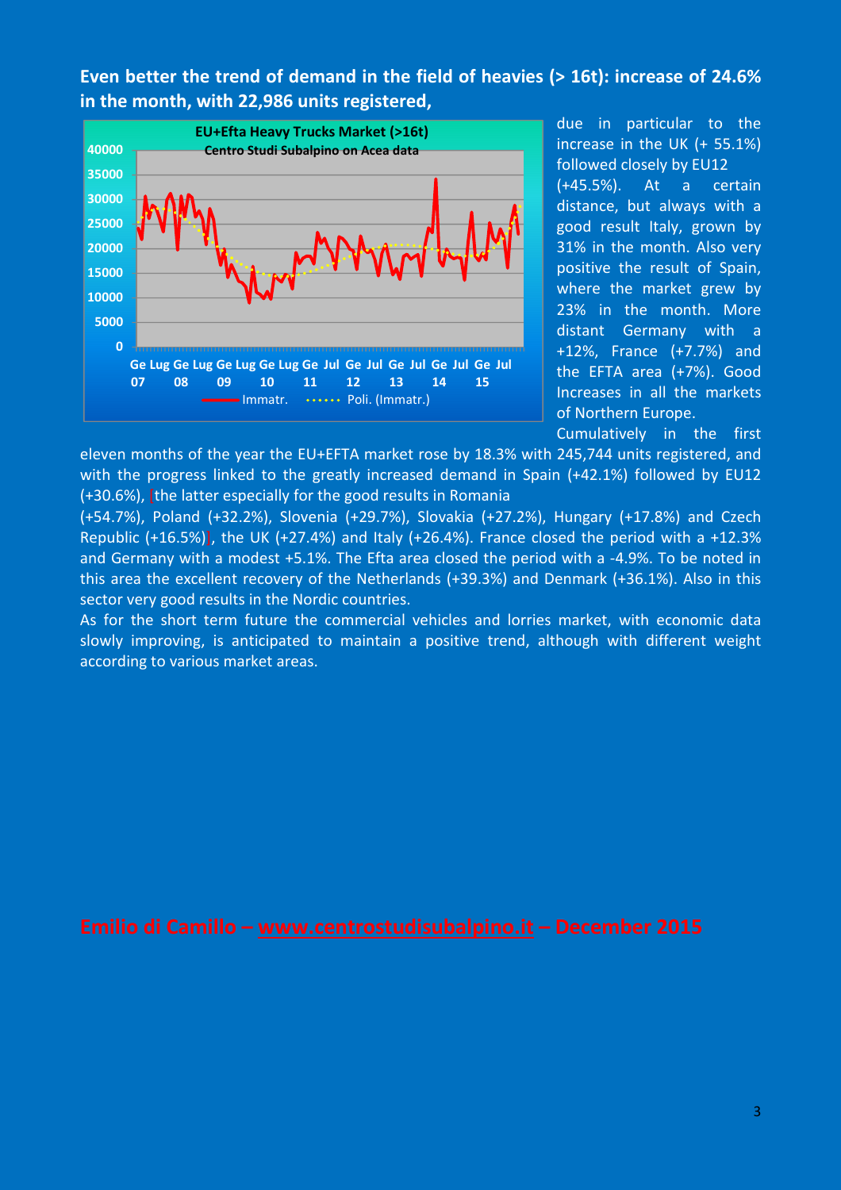**Even better the trend of demand in the field of heavies (> 16t): increase of 24.6% in the month, with 22,986 units registered,**

EU+Efta Heavy Trucks Market (>16t)
Centro Studi Subalpino on Acea data

40000
35000
30000
25000
20000
15000
10000
5000
0

Ge 07 Lug Ge 08 Lug Ge 09 Lug Ge 10 Lug Ge 11 Jul Ge 12 Jul Ge 13 Jul Ge 14 Jul Ge 15 Jul

Immatr. Poli. (Immatr.)

due in particular to the increase in the UK (+ 55.1%) followed closely by EU12 (+45.5%). At a certain distance, but always with a good result Italy, grown by 31% in the month. Also very positive the result of Spain, where the market grew by 23% in the month. More distant Germany with a +12%, France (+7.7%) and the EFTA area (+7%). Good Increases in all the markets of Northern Europe.

Cumulatively in the first eleven months of the year the EU+EFTA market rose by 18.3% with 245,744 units registered, and with the progress linked to the greatly increased demand in Spain (+42.1%) followed by EU12 (+30.6%), [the latter especially for the good results in Romania (+54.7%), Poland (+32.2%), Slovenia (+29.7%), Slovakia (+27.2%), Hungary (+17.8%) and Czech Republic (+16.5%)], the UK (+27.4%) and Italy (+26.4%). France closed the period with a +12.3% and Germany with a modest +5.1%. The Efta area closed the period with a -4.9%. To be noted in this area the excellent recovery of the Netherlands (+39.3%) and Denmark (+36.1%). Also in this sector very good results in the Nordic countries.

As for the short term future the commercial vehicles and lorries market, with economic data slowly improving, is anticipated to maintain a positive trend, although with different weight according to various market areas.

**Emilio di Camillo – www.centrostudisubalpino.it – December 2015**